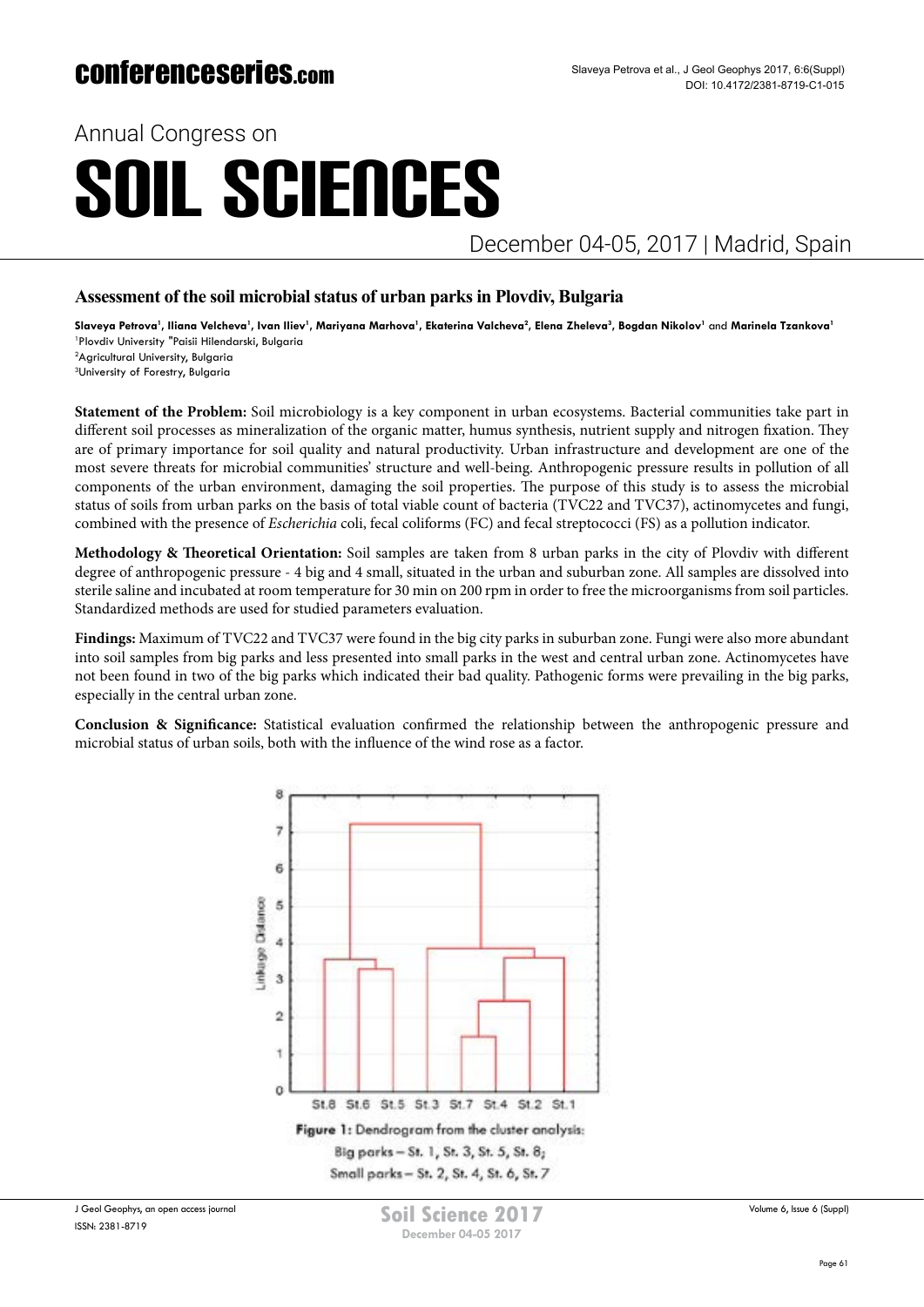# Assessment of the soil microbial status of urban parks in Plovdiv, Bulgaria

**Slaveya Petrova[1], Iliana Velcheva[1], Ivan Iliev[1], Mariyana Marhova[1], Ekaterina Valcheva[2], Elena Zheleva[3], Bogdan Nikolov[1]** and **Marinela Tzankova[1]**

[1]Plovdiv University "Paisii Hilendarski, Bulgaria
[2]Agricultural University, Bulgaria
[3]University of Forestry, Bulgaria

**Statement of the Problem:** Soil microbiology is a key component in urban ecosystems. Bacterial communities take part in different soil processes as mineralization of the organic matter, humus synthesis, nutrient supply and nitrogen fixation. They are of primary importance for soil quality and natural productivity. Urban infrastructure and development are one of the most severe threats for microbial communities' structure and well-being. Anthropogenic pressure results in pollution of all components of the urban environment, damaging the soil properties. The purpose of this study is to assess the microbial status of soils from urban parks on the basis of total viable count of bacteria (TVC22 and TVC37), actinomycetes and fungi, combined with the presence of *Escherichia* coli, fecal coliforms (FC) and fecal streptococci (FS) as a pollution indicator.

**Methodology & Theoretical Orientation:** Soil samples are taken from 8 urban parks in the city of Plovdiv with different degree of anthropogenic pressure - 4 big and 4 small, situated in the urban and suburban zone. All samples are dissolved into sterile saline and incubated at room temperature for 30 min on 200 rpm in order to free the microorganisms from soil particles. Standardized methods are used for studied parameters evaluation.

**Findings:** Maximum of TVC22 and TVC37 were found in the big city parks in suburban zone. Fungi were also more abundant into soil samples from big parks and less presented into small parks in the west and central urban zone. Actinomycetes have not been found in two of the big parks which indicated their bad quality. Pathogenic forms were prevailing in the big parks, especially in the central urban zone.

**Conclusion & Significance:** Statistical evaluation confirmed the relationship between the anthropogenic pressure and microbial status of urban soils, both with the influence of the wind rose as a factor.

**Figure 1:** Dendrogram from the cluster analysis:
Big parks – St. 1, St. 3, St. 5, St. 8;
Small parks – St. 2, St. 4, St. 6, St. 7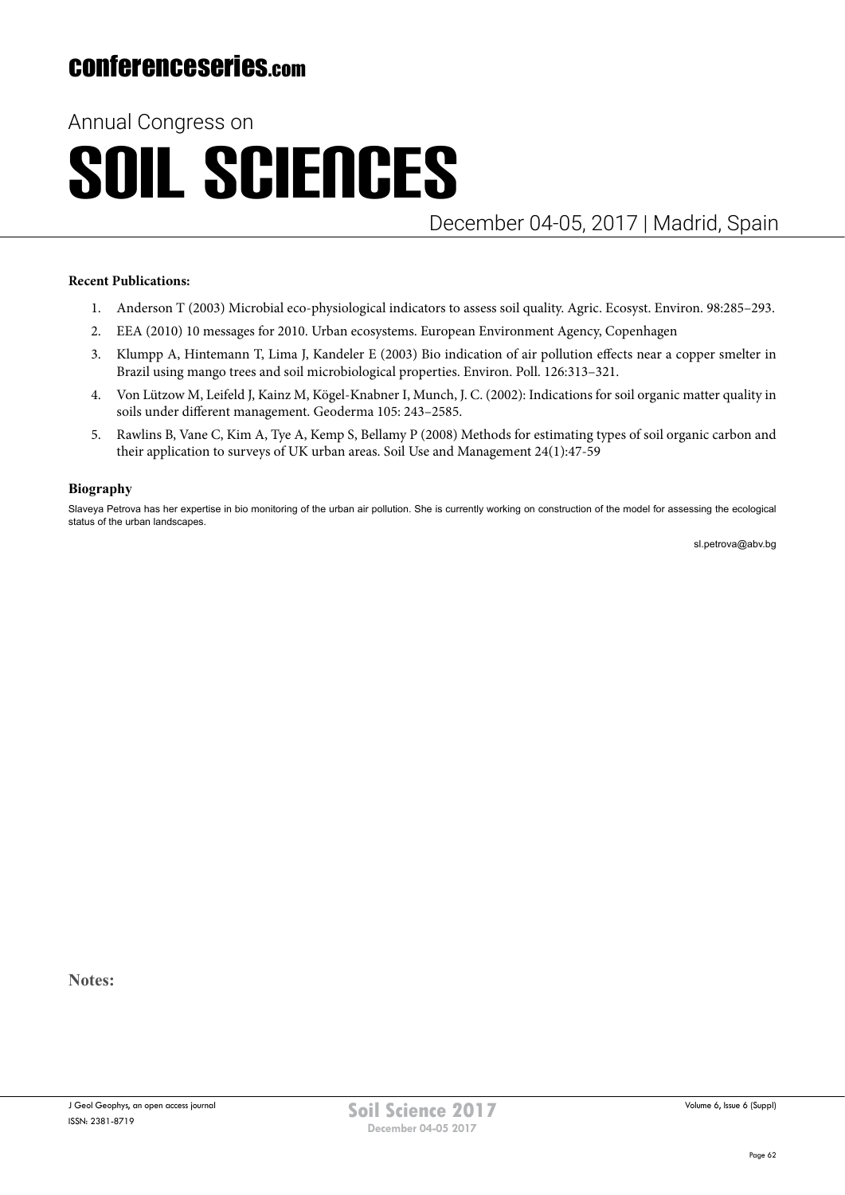**Recent Publications:**

1. Anderson T (2003) Microbial eco-physiological indicators to assess soil quality. Agric. Ecosyst. Environ. 98:285–293.
2. EEA (2010) 10 messages for 2010. Urban ecosystems. European Environment Agency, Copenhagen
3. Klumpp A, Hintemann T, Lima J, Kandeler E (2003) Bio indication of air pollution effects near a copper smelter in Brazil using mango trees and soil microbiological properties. Environ. Poll. 126:313–321.
4. Von Lützow M, Leifeld J, Kainz M, Kögel-Knabner I, Munch, J. C. (2002): Indications for soil organic matter quality in soils under different management. Geoderma 105: 243–2585.
5. Rawlins B, Vane C, Kim A, Tye A, Kemp S, Bellamy P (2008) Methods for estimating types of soil organic carbon and their application to surveys of UK urban areas. Soil Use and Management 24(1):47-59

**Biography**

Slaveya Petrova has her expertise in bio monitoring of the urban air pollution. She is currently working on construction of the model for assessing the ecological status of the urban landscapes.

sl.petrova@abv.bg

**Notes:**